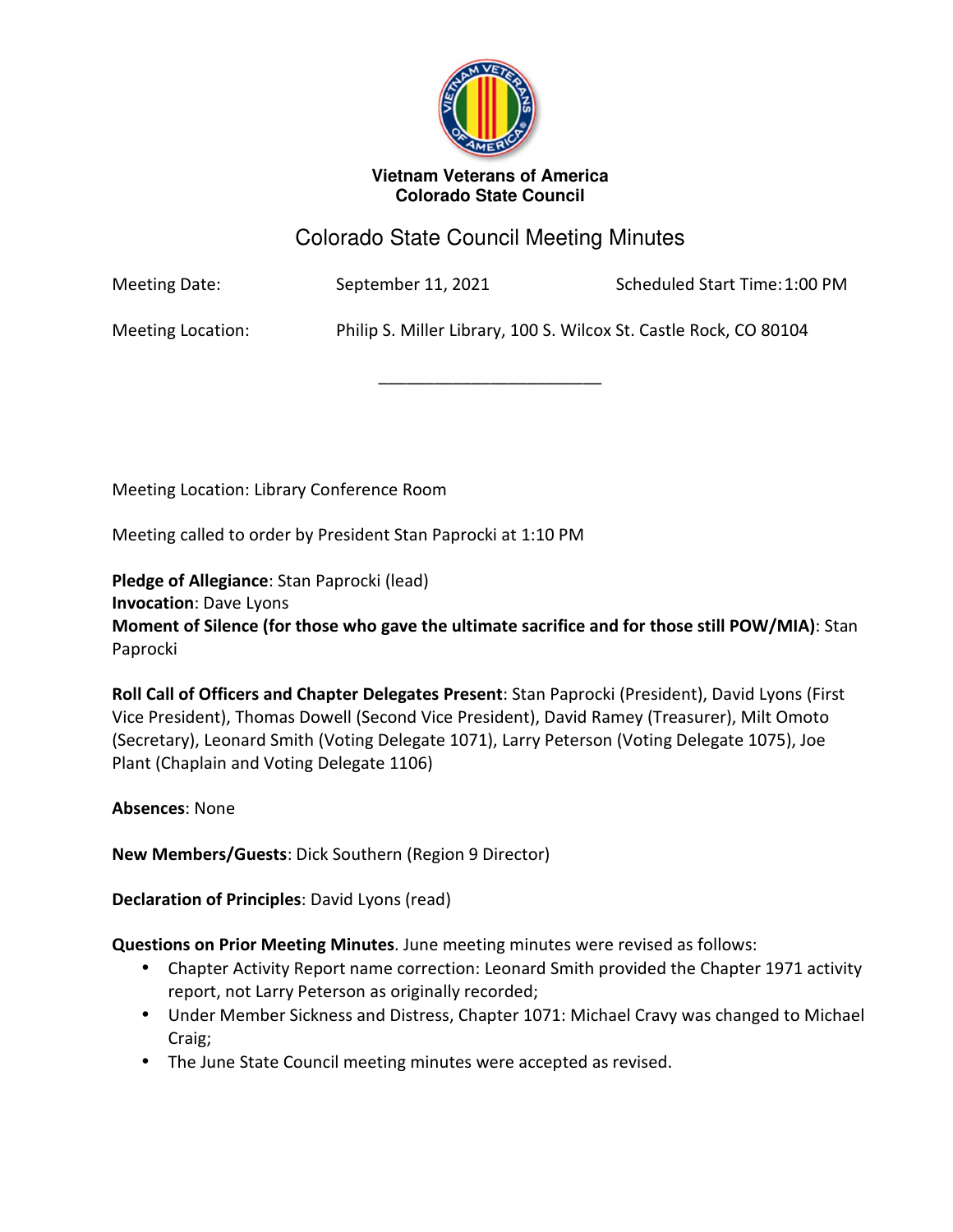**Vietnam Veterans of America**
**Colorado State Council**

# Colorado State Council Meeting Minutes

| | | | |
|---|---|---|---|
| Meeting Date: | September 11, 2021 | Scheduled Start Time: | 1:00 PM |
| Meeting Location: | Philip S. Miller Library, 100 S. Wilcox St. Castle Rock, CO 80104 | | |

---

Meeting Location: Library Conference Room

Meeting called to order by President Stan Paprocki at 1:10 PM

**Pledge of Allegiance**: Stan Paprocki (lead)
**Invocation**: Dave Lyons
**Moment of Silence (for those who gave the ultimate sacrifice and for those still POW/MIA)**: Stan Paprocki

**Roll Call of Officers and Chapter Delegates Present**: Stan Paprocki (President), David Lyons (First Vice President), Thomas Dowell (Second Vice President), David Ramey (Treasurer), Milt Omoto (Secretary), Leonard Smith (Voting Delegate 1071), Larry Peterson (Voting Delegate 1075), Joe Plant (Chaplain and Voting Delegate 1106)

**Absences**: None

**New Members/Guests**: Dick Southern (Region 9 Director)

**Declaration of Principles**: David Lyons (read)

**Questions on Prior Meeting Minutes**. June meeting minutes were revised as follows:

- Chapter Activity Report name correction: Leonard Smith provided the Chapter 1971 activity report, not Larry Peterson as originally recorded;
- Under Member Sickness and Distress, Chapter 1071: Michael Cravy was changed to Michael Craig;
- The June State Council meeting minutes were accepted as revised.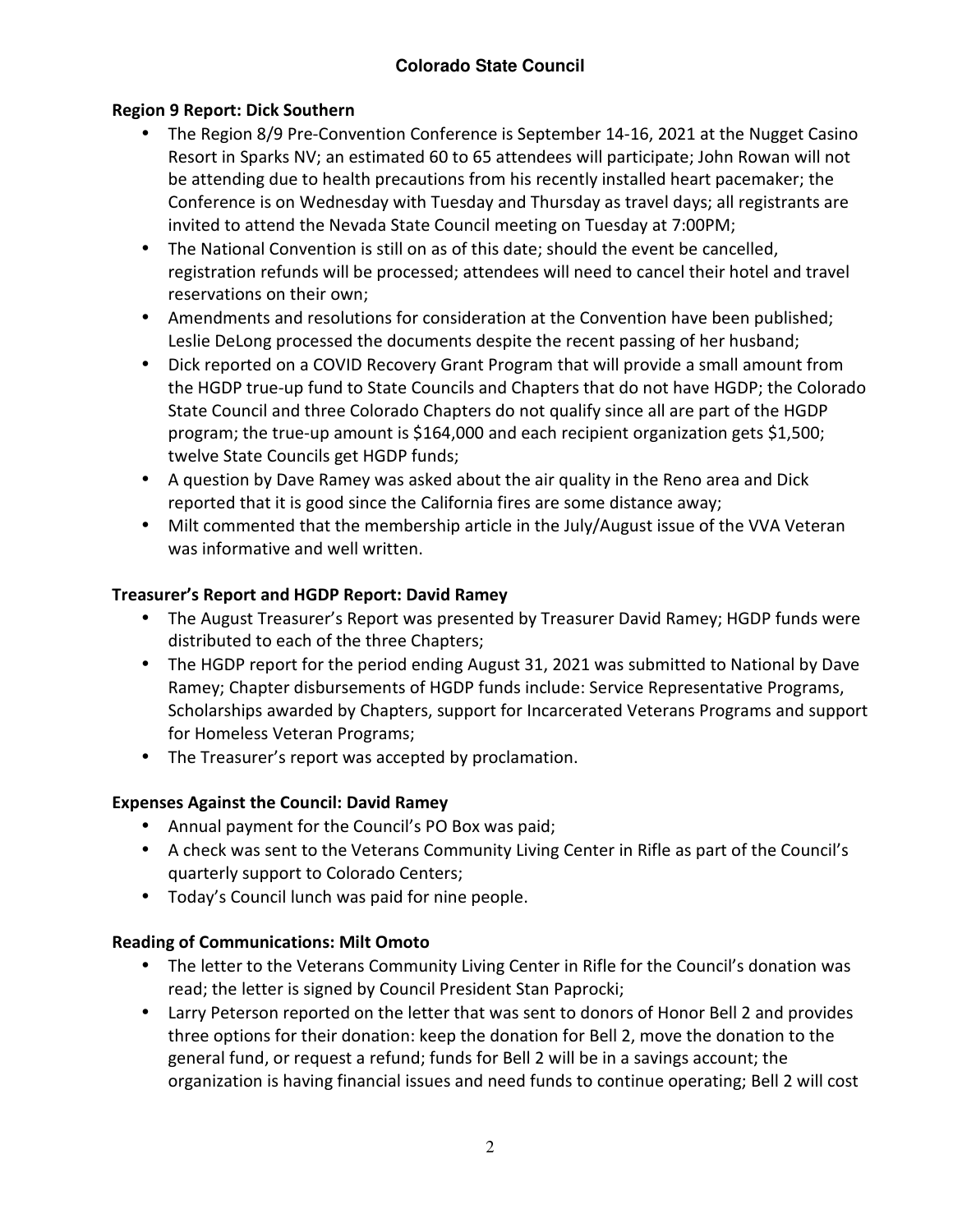**Region 9 Report: Dick Southern**

- The Region 8/9 Pre-Convention Conference is September 14-16, 2021 at the Nugget Casino Resort in Sparks NV; an estimated 60 to 65 attendees will participate; John Rowan will not be attending due to health precautions from his recently installed heart pacemaker; the Conference is on Wednesday with Tuesday and Thursday as travel days; all registrants are invited to attend the Nevada State Council meeting on Tuesday at 7:00PM;
- The National Convention is still on as of this date; should the event be cancelled, registration refunds will be processed; attendees will need to cancel their hotel and travel reservations on their own;
- Amendments and resolutions for consideration at the Convention have been published; Leslie DeLong processed the documents despite the recent passing of her husband;
- Dick reported on a COVID Recovery Grant Program that will provide a small amount from the HGDP true-up fund to State Councils and Chapters that do not have HGDP; the Colorado State Council and three Colorado Chapters do not qualify since all are part of the HGDP program; the true-up amount is $164,000 and each recipient organization gets $1,500; twelve State Councils get HGDP funds;
- A question by Dave Ramey was asked about the air quality in the Reno area and Dick reported that it is good since the California fires are some distance away;
- Milt commented that the membership article in the July/August issue of the VVA Veteran was informative and well written.

**Treasurer's Report and HGDP Report: David Ramey**

- The August Treasurer's Report was presented by Treasurer David Ramey; HGDP funds were distributed to each of the three Chapters;
- The HGDP report for the period ending August 31, 2021 was submitted to National by Dave Ramey; Chapter disbursements of HGDP funds include: Service Representative Programs, Scholarships awarded by Chapters, support for Incarcerated Veterans Programs and support for Homeless Veteran Programs;
- The Treasurer's report was accepted by proclamation.

**Expenses Against the Council: David Ramey**

- Annual payment for the Council's PO Box was paid;
- A check was sent to the Veterans Community Living Center in Rifle as part of the Council's quarterly support to Colorado Centers;
- Today's Council lunch was paid for nine people.

**Reading of Communications: Milt Omoto**

- The letter to the Veterans Community Living Center in Rifle for the Council's donation was read; the letter is signed by Council President Stan Paprocki;
- Larry Peterson reported on the letter that was sent to donors of Honor Bell 2 and provides three options for their donation: keep the donation for Bell 2, move the donation to the general fund, or request a refund; funds for Bell 2 will be in a savings account; the organization is having financial issues and need funds to continue operating; Bell 2 will cost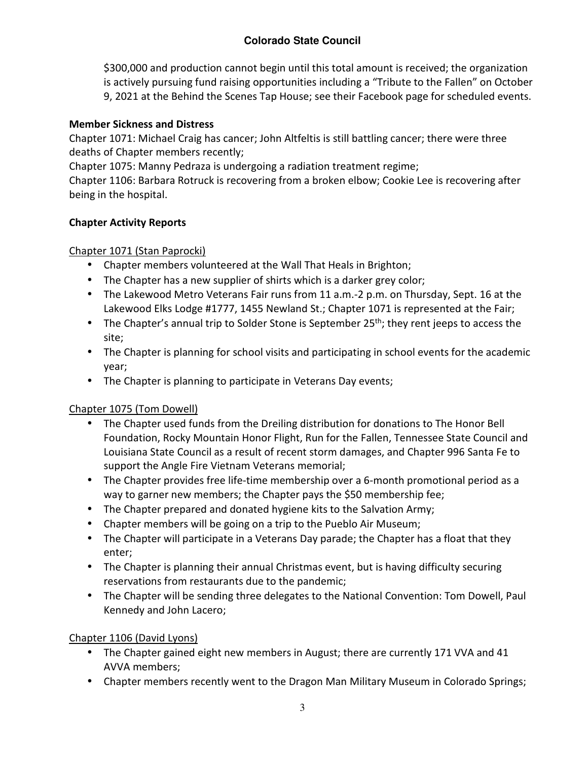$300,000 and production cannot begin until this total amount is received; the organization is actively pursuing fund raising opportunities including a "Tribute to the Fallen" on October 9, 2021 at the Behind the Scenes Tap House; see their Facebook page for scheduled events.

**Member Sickness and Distress**

Chapter 1071: Michael Craig has cancer; John Altfeltis is still battling cancer; there were three deaths of Chapter members recently;
Chapter 1075: Manny Pedraza is undergoing a radiation treatment regime;
Chapter 1106: Barbara Rotruck is recovering from a broken elbow; Cookie Lee is recovering after being in the hospital.

**Chapter Activity Reports**

Chapter 1071 (Stan Paprocki)

- Chapter members volunteered at the Wall That Heals in Brighton;
- The Chapter has a new supplier of shirts which is a darker grey color;
- The Lakewood Metro Veterans Fair runs from 11 a.m.-2 p.m. on Thursday, Sept. 16 at the Lakewood Elks Lodge #1777, 1455 Newland St.; Chapter 1071 is represented at the Fair;
- The Chapter's annual trip to Solder Stone is September 25th; they rent jeeps to access the site;
- The Chapter is planning for school visits and participating in school events for the academic year;
- The Chapter is planning to participate in Veterans Day events;

Chapter 1075 (Tom Dowell)

- The Chapter used funds from the Dreiling distribution for donations to The Honor Bell Foundation, Rocky Mountain Honor Flight, Run for the Fallen, Tennessee State Council and Louisiana State Council as a result of recent storm damages, and Chapter 996 Santa Fe to support the Angle Fire Vietnam Veterans memorial;
- The Chapter provides free life-time membership over a 6-month promotional period as a way to garner new members; the Chapter pays the $50 membership fee;
- The Chapter prepared and donated hygiene kits to the Salvation Army;
- Chapter members will be going on a trip to the Pueblo Air Museum;
- The Chapter will participate in a Veterans Day parade; the Chapter has a float that they enter;
- The Chapter is planning their annual Christmas event, but is having difficulty securing reservations from restaurants due to the pandemic;
- The Chapter will be sending three delegates to the National Convention: Tom Dowell, Paul Kennedy and John Lacero;

Chapter 1106 (David Lyons)

- The Chapter gained eight new members in August; there are currently 171 VVA and 41 AVVA members;
- Chapter members recently went to the Dragon Man Military Museum in Colorado Springs;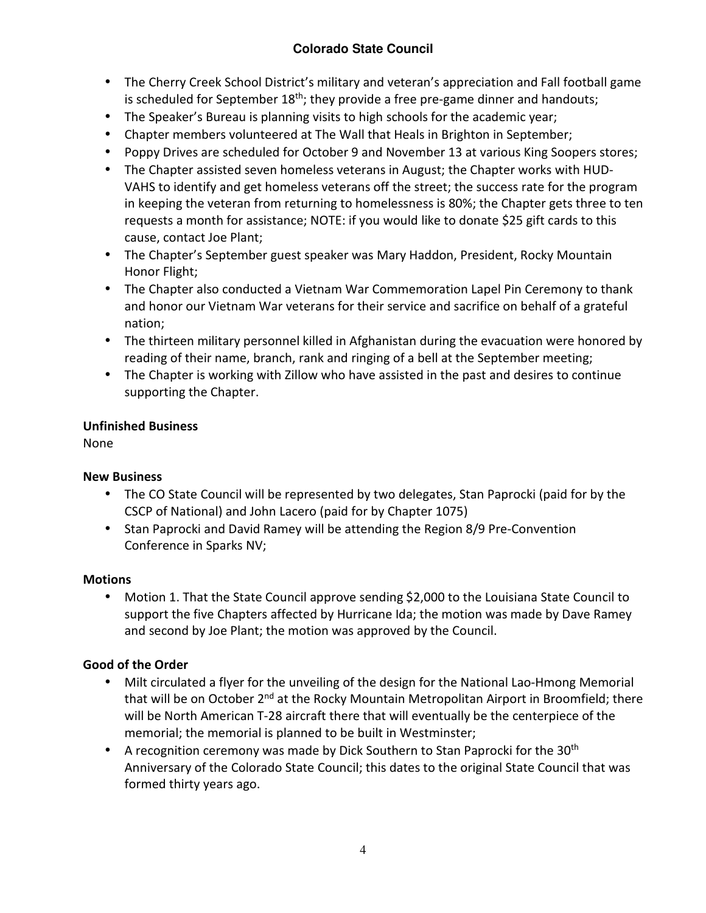- The Cherry Creek School District's military and veteran's appreciation and Fall football game is scheduled for September 18th; they provide a free pre-game dinner and handouts;
- The Speaker's Bureau is planning visits to high schools for the academic year;
- Chapter members volunteered at The Wall that Heals in Brighton in September;
- Poppy Drives are scheduled for October 9 and November 13 at various King Soopers stores;
- The Chapter assisted seven homeless veterans in August; the Chapter works with HUD-VAHS to identify and get homeless veterans off the street; the success rate for the program in keeping the veteran from returning to homelessness is 80%; the Chapter gets three to ten requests a month for assistance; NOTE: if you would like to donate $25 gift cards to this cause, contact Joe Plant;
- The Chapter's September guest speaker was Mary Haddon, President, Rocky Mountain Honor Flight;
- The Chapter also conducted a Vietnam War Commemoration Lapel Pin Ceremony to thank and honor our Vietnam War veterans for their service and sacrifice on behalf of a grateful nation;
- The thirteen military personnel killed in Afghanistan during the evacuation were honored by reading of their name, branch, rank and ringing of a bell at the September meeting;
- The Chapter is working with Zillow who have assisted in the past and desires to continue supporting the Chapter.

**Unfinished Business**

None

**New Business**

- The CO State Council will be represented by two delegates, Stan Paprocki (paid for by the CSCP of National) and John Lacero (paid for by Chapter 1075)
- Stan Paprocki and David Ramey will be attending the Region 8/9 Pre-Convention Conference in Sparks NV;

**Motions**

- Motion 1. That the State Council approve sending $2,000 to the Louisiana State Council to support the five Chapters affected by Hurricane Ida; the motion was made by Dave Ramey and second by Joe Plant; the motion was approved by the Council.

**Good of the Order**

- Milt circulated a flyer for the unveiling of the design for the National Lao-Hmong Memorial that will be on October 2nd at the Rocky Mountain Metropolitan Airport in Broomfield; there will be North American T-28 aircraft there that will eventually be the centerpiece of the memorial; the memorial is planned to be built in Westminster;
- A recognition ceremony was made by Dick Southern to Stan Paprocki for the 30th Anniversary of the Colorado State Council; this dates to the original State Council that was formed thirty years ago.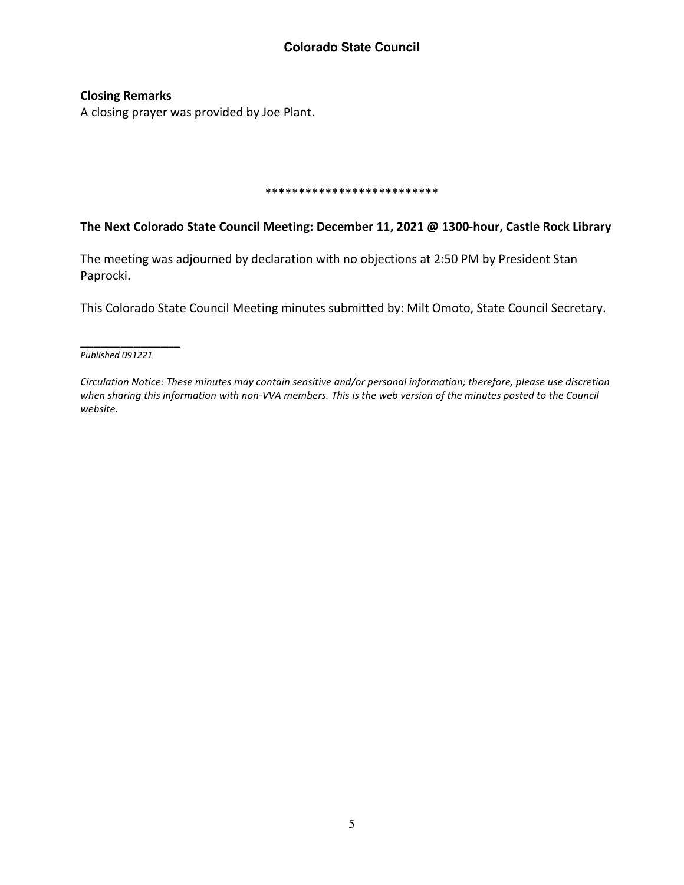**Closing Remarks**

A closing prayer was provided by Joe Plant.

*************************

**The Next Colorado State Council Meeting: December 11, 2021 @ 1300-hour, Castle Rock Library**

The meeting was adjourned by declaration with no objections at 2:50 PM by President Stan Paprocki.

This Colorado State Council Meeting minutes submitted by: Milt Omoto, State Council Secretary.

_________________

*Published 091221*

*Circulation Notice: These minutes may contain sensitive and/or personal information; therefore, please use discretion when sharing this information with non-VVA members. This is the web version of the minutes posted to the Council website.*